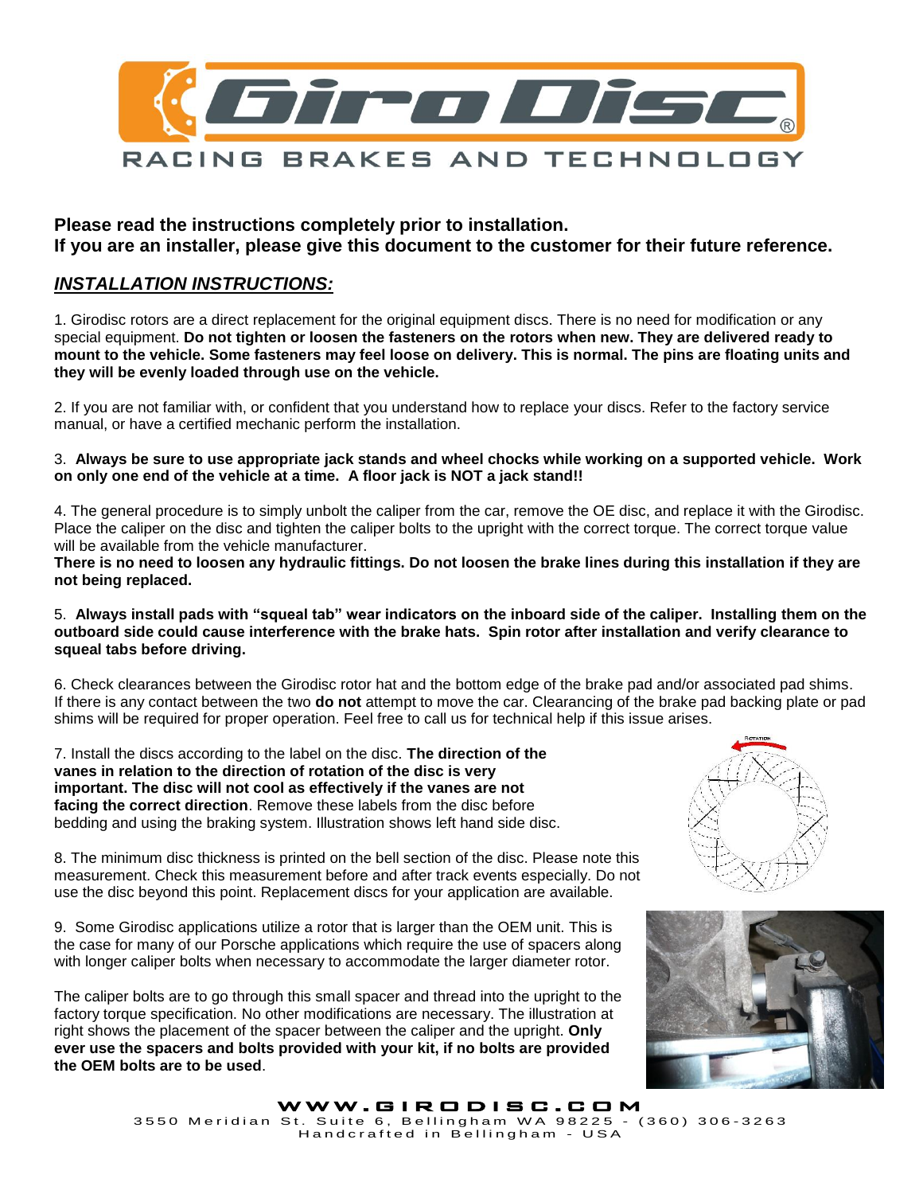# Giro Disc®

RACING BRAKES AND TECHNOLOGY

**Please read the instructions completely prior to installation.**
**If you are an installer, please give this document to the customer for their future reference.**

## *INSTALLATION INSTRUCTIONS:*

1. Girodisc rotors are a direct replacement for the original equipment discs. There is no need for modification or any special equipment. **Do not tighten or loosen the fasteners on the rotors when new. They are delivered ready to mount to the vehicle. Some fasteners may feel loose on delivery. This is normal. The pins are floating units and they will be evenly loaded through use on the vehicle.**

2. If you are not familiar with, or confident that you understand how to replace your discs. Refer to the factory service manual, or have a certified mechanic perform the installation.

3. **Always be sure to use appropriate jack stands and wheel chocks while working on a supported vehicle. Work on only one end of the vehicle at a time. A floor jack is NOT a jack stand!!**

4. The general procedure is to simply unbolt the caliper from the car, remove the OE disc, and replace it with the Girodisc. Place the caliper on the disc and tighten the caliper bolts to the upright with the correct torque. The correct torque value will be available from the vehicle manufacturer.
**There is no need to loosen any hydraulic fittings. Do not loosen the brake lines during this installation if they are not being replaced.**

5. **Always install pads with "squeal tab" wear indicators on the inboard side of the caliper. Installing them on the outboard side could cause interference with the brake hats. Spin rotor after installation and verify clearance to squeal tabs before driving.**

6. Check clearances between the Girodisc rotor hat and the bottom edge of the brake pad and/or associated pad shims. If there is any contact between the two **do not** attempt to move the car. Clearancing of the brake pad backing plate or pad shims will be required for proper operation. Feel free to call us for technical help if this issue arises.

7. Install the discs according to the label on the disc. **The direction of the vanes in relation to the direction of rotation of the disc is very important. The disc will not cool as effectively if the vanes are not facing the correct direction**. Remove these labels from the disc before bedding and using the braking system. Illustration shows left hand side disc.

ROTATION

8. The minimum disc thickness is printed on the bell section of the disc. Please note this measurement. Check this measurement before and after track events especially. Do not use the disc beyond this point. Replacement discs for your application are available.

9. Some Girodisc applications utilize a rotor that is larger than the OEM unit. This is the case for many of our Porsche applications which require the use of spacers along with longer caliper bolts when necessary to accommodate the larger diameter rotor.

The caliper bolts are to go through this small spacer and thread into the upright to the factory torque specification. No other modifications are necessary. The illustration at right shows the placement of the spacer between the caliper and the upright. **Only ever use the spacers and bolts provided with your kit, if no bolts are provided the OEM bolts are to be used**.

**WWW.GIRODISC.COM**
3550 Meridian St. Suite 6, Bellingham WA 98225 - (360) 306-3263
Handcrafted in Bellingham - USA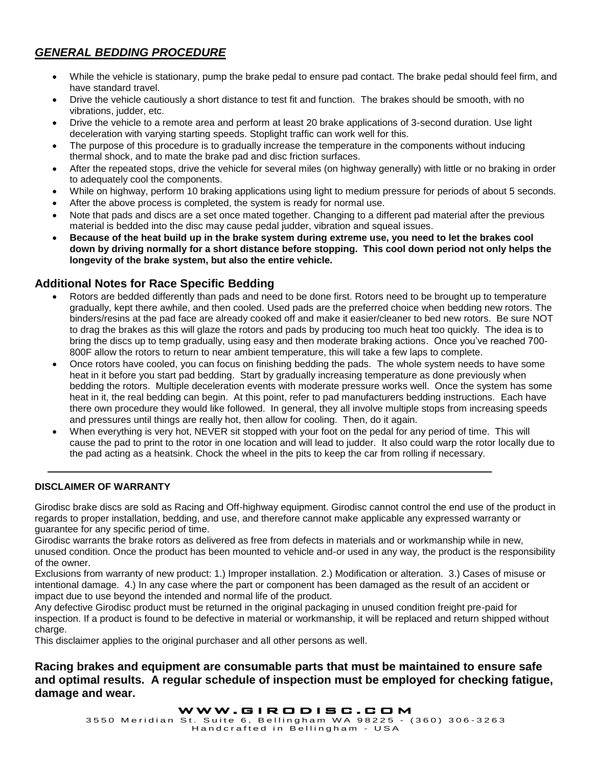## ***GENERAL BEDDING PROCEDURE***

- While the vehicle is stationary, pump the brake pedal to ensure pad contact. The brake pedal should feel firm, and have standard travel.
- Drive the vehicle cautiously a short distance to test fit and function. The brakes should be smooth, with no vibrations, judder, etc.
- Drive the vehicle to a remote area and perform at least 20 brake applications of 3-second duration. Use light deceleration with varying starting speeds. Stoplight traffic can work well for this.
- The purpose of this procedure is to gradually increase the temperature in the components without inducing thermal shock, and to mate the brake pad and disc friction surfaces.
- After the repeated stops, drive the vehicle for several miles (on highway generally) with little or no braking in order to adequately cool the components.
- While on highway, perform 10 braking applications using light to medium pressure for periods of about 5 seconds.
- After the above process is completed, the system is ready for normal use.
- Note that pads and discs are a set once mated together. Changing to a different pad material after the previous material is bedded into the disc may cause pedal judder, vibration and squeal issues.
- **Because of the heat build up in the brake system during extreme use, you need to let the brakes cool down by driving normally for a short distance before stopping. This cool down period not only helps the longevity of the brake system, but also the entire vehicle.**

## Additional Notes for Race Specific Bedding

- Rotors are bedded differently than pads and need to be done first. Rotors need to be brought up to temperature gradually, kept there awhile, and then cooled. Used pads are the preferred choice when bedding new rotors. The binders/resins at the pad face are already cooked off and make it easier/cleaner to bed new rotors. Be sure NOT to drag the brakes as this will glaze the rotors and pads by producing too much heat too quickly. The idea is to bring the discs up to temp gradually, using easy and then moderate braking actions. Once you've reached 700-800F allow the rotors to return to near ambient temperature, this will take a few laps to complete.
- Once rotors have cooled, you can focus on finishing bedding the pads. The whole system needs to have some heat in it before you start pad bedding. Start by gradually increasing temperature as done previously when bedding the rotors. Multiple deceleration events with moderate pressure works well. Once the system has some heat in it, the real bedding can begin. At this point, refer to pad manufacturers bedding instructions. Each have there own procedure they would like followed. In general, they all involve multiple stops from increasing speeds and pressures until things are really hot, then allow for cooling. Then, do it again.
- When everything is very hot, NEVER sit stopped with your foot on the pedal for any period of time. This will cause the pad to print to the rotor in one location and will lead to judder. It also could warp the rotor locally due to the pad acting as a heatsink. Chock the wheel in the pits to keep the car from rolling if necessary.

---

**DISCLAIMER OF WARRANTY**

Girodisc brake discs are sold as Racing and Off-highway equipment. Girodisc cannot control the end use of the product in regards to proper installation, bedding, and use, and therefore cannot make applicable any expressed warranty or guarantee for any specific period of time.
Girodisc warrants the brake rotors as delivered as free from defects in materials and or workmanship while in new, unused condition. Once the product has been mounted to vehicle and-or used in any way, the product is the responsibility of the owner.
Exclusions from warranty of new product: 1.) Improper installation. 2.) Modification or alteration. 3.) Cases of misuse or intentional damage. 4.) In any case where the part or component has been damaged as the result of an accident or impact due to use beyond the intended and normal life of the product.
Any defective Girodisc product must be returned in the original packaging in unused condition freight pre-paid for inspection. If a product is found to be defective in material or workmanship, it will be replaced and return shipped without charge.
This disclaimer applies to the original purchaser and all other persons as well.

**Racing brakes and equipment are consumable parts that must be maintained to ensure safe and optimal results. A regular schedule of inspection must be employed for checking fatigue, damage and wear.**

**WWW.GIRODISC.COM**
3550 Meridian St. Suite 6, Bellingham WA 98225 - (360) 306-3263
Handcrafted in Bellingham - USA